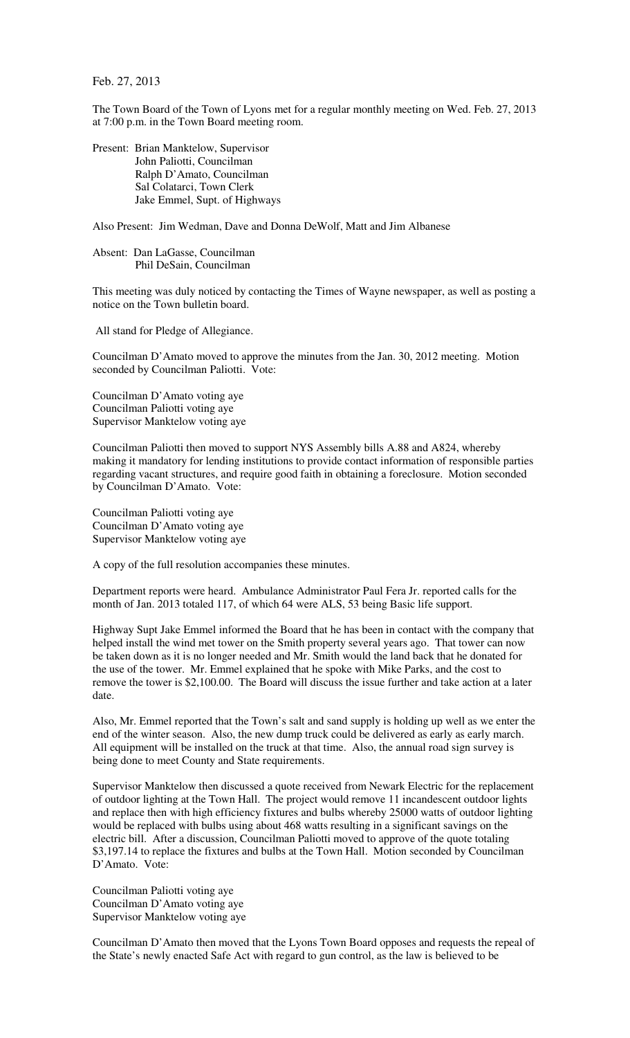Feb. 27, 2013

The Town Board of the Town of Lyons met for a regular monthly meeting on Wed. Feb. 27, 2013 at 7:00 p.m. in the Town Board meeting room.

Present: Brian Manktelow, Supervisor
John Paliotti, Councilman
Ralph D'Amato, Councilman
Sal Colatarci, Town Clerk
Jake Emmel, Supt. of Highways

Also Present: Jim Wedman, Dave and Donna DeWolf, Matt and Jim Albanese

Absent: Dan LaGasse, Councilman
Phil DeSain, Councilman

This meeting was duly noticed by contacting the Times of Wayne newspaper, as well as posting a notice on the Town bulletin board.

All stand for Pledge of Allegiance.

Councilman D'Amato moved to approve the minutes from the Jan. 30, 2012 meeting. Motion seconded by Councilman Paliotti. Vote:

Councilman D'Amato voting aye
Councilman Paliotti voting aye
Supervisor Manktelow voting aye

Councilman Paliotti then moved to support NYS Assembly bills A.88 and A824, whereby making it mandatory for lending institutions to provide contact information of responsible parties regarding vacant structures, and require good faith in obtaining a foreclosure. Motion seconded by Councilman D'Amato. Vote:

Councilman Paliotti voting aye
Councilman D'Amato voting aye
Supervisor Manktelow voting aye

A copy of the full resolution accompanies these minutes.

Department reports were heard. Ambulance Administrator Paul Fera Jr. reported calls for the month of Jan. 2013 totaled 117, of which 64 were ALS, 53 being Basic life support.

Highway Supt Jake Emmel informed the Board that he has been in contact with the company that helped install the wind met tower on the Smith property several years ago. That tower can now be taken down as it is no longer needed and Mr. Smith would the land back that he donated for the use of the tower. Mr. Emmel explained that he spoke with Mike Parks, and the cost to remove the tower is $2,100.00. The Board will discuss the issue further and take action at a later date.

Also, Mr. Emmel reported that the Town's salt and sand supply is holding up well as we enter the end of the winter season. Also, the new dump truck could be delivered as early as early march. All equipment will be installed on the truck at that time. Also, the annual road sign survey is being done to meet County and State requirements.

Supervisor Manktelow then discussed a quote received from Newark Electric for the replacement of outdoor lighting at the Town Hall. The project would remove 11 incandescent outdoor lights and replace then with high efficiency fixtures and bulbs whereby 25000 watts of outdoor lighting would be replaced with bulbs using about 468 watts resulting in a significant savings on the electric bill. After a discussion, Councilman Paliotti moved to approve of the quote totaling $3,197.14 to replace the fixtures and bulbs at the Town Hall. Motion seconded by Councilman D'Amato. Vote:

Councilman Paliotti voting aye
Councilman D'Amato voting aye
Supervisor Manktelow voting aye

Councilman D'Amato then moved that the Lyons Town Board opposes and requests the repeal of the State's newly enacted Safe Act with regard to gun control, as the law is believed to be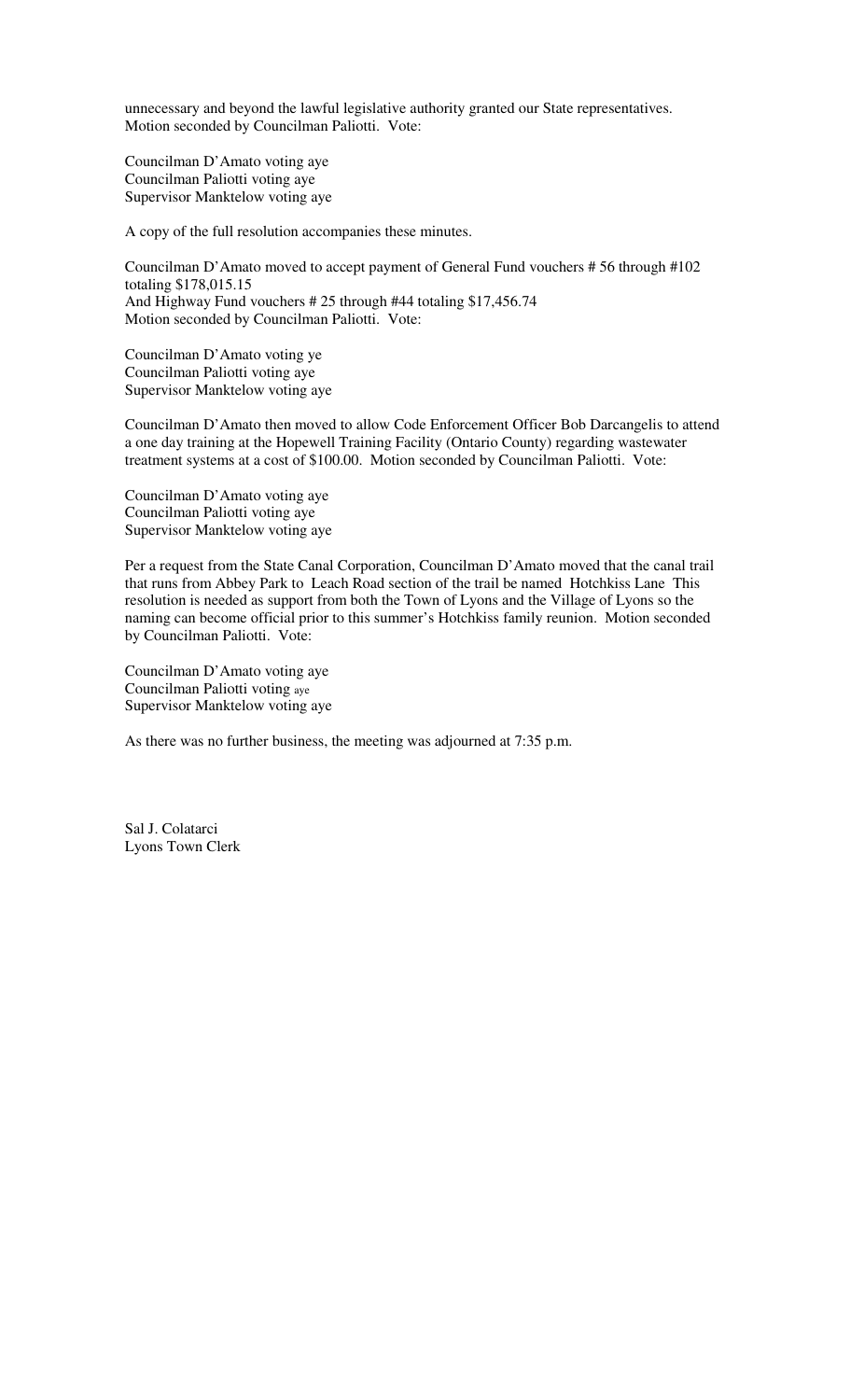unnecessary and beyond the lawful legislative authority granted our State representatives. Motion seconded by Councilman Paliotti. Vote:

Councilman D'Amato voting aye
Councilman Paliotti voting aye
Supervisor Manktelow voting aye

A copy of the full resolution accompanies these minutes.

Councilman D'Amato moved to accept payment of General Fund vouchers # 56 through #102 totaling $178,015.15
And Highway Fund vouchers # 25 through #44 totaling $17,456.74
Motion seconded by Councilman Paliotti. Vote:

Councilman D'Amato voting ye
Councilman Paliotti voting aye
Supervisor Manktelow voting aye

Councilman D'Amato then moved to allow Code Enforcement Officer Bob Darcangelis to attend a one day training at the Hopewell Training Facility (Ontario County) regarding wastewater treatment systems at a cost of $100.00. Motion seconded by Councilman Paliotti. Vote:

Councilman D'Amato voting aye
Councilman Paliotti voting aye
Supervisor Manktelow voting aye

Per a request from the State Canal Corporation, Councilman D'Amato moved that the canal trail that runs from Abbey Park to Leach Road section of the trail be named Hotchkiss Lane This resolution is needed as support from both the Town of Lyons and the Village of Lyons so the naming can become official prior to this summer's Hotchkiss family reunion. Motion seconded by Councilman Paliotti. Vote:

Councilman D'Amato voting aye
Councilman Paliotti voting aye
Supervisor Manktelow voting aye

As there was no further business, the meeting was adjourned at 7:35 p.m.

Sal J. Colatarci
Lyons Town Clerk